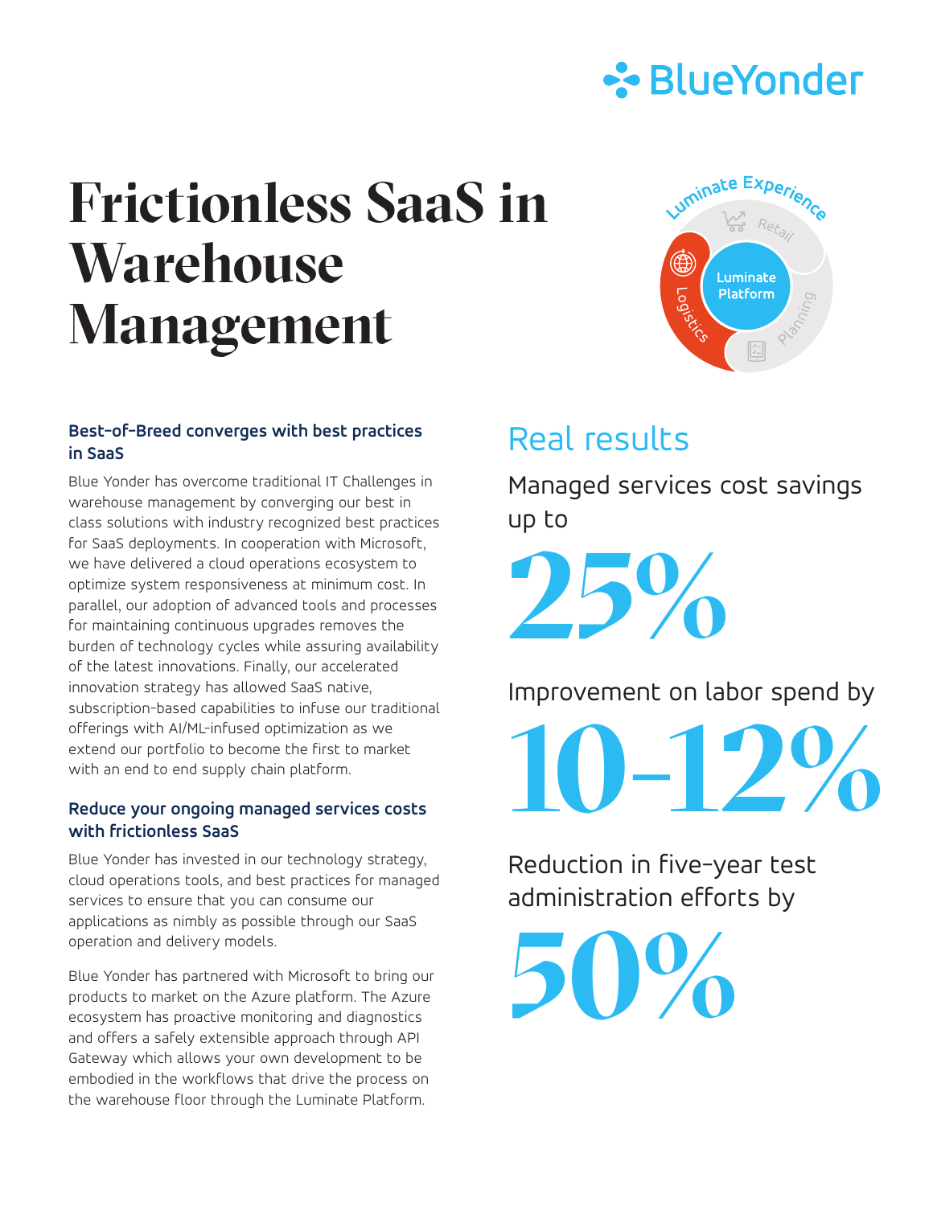# Frictionless SaaS in Warehouse Management

### Best-of-Breed converges with best practices in SaaS

Blue Yonder has overcome traditional IT Challenges in warehouse management by converging our best in class solutions with industry recognized best practices for SaaS deployments. In cooperation with Microsoft, we have delivered a cloud operations ecosystem to optimize system responsiveness at minimum cost. In parallel, our adoption of advanced tools and processes for maintaining continuous upgrades removes the burden of technology cycles while assuring availability of the latest innovations. Finally, our accelerated innovation strategy has allowed SaaS native, subscription-based capabilities to infuse our traditional offerings with AI/ML-infused optimization as we extend our portfolio to become the first to market with an end to end supply chain platform.

### Reduce your ongoing managed services costs with frictionless SaaS

Blue Yonder has invested in our technology strategy, cloud operations tools, and best practices for managed services to ensure that you can consume our applications as nimbly as possible through our SaaS operation and delivery models.

Blue Yonder has partnered with Microsoft to bring our products to market on the Azure platform. The Azure ecosystem has proactive monitoring and diagnostics and offers a safely extensible approach through API Gateway which allows your own development to be embodied in the workflows that drive the process on the warehouse floor through the Luminate Platform.

## Real results

Managed services cost savings up to

**25%**

Improvement on labor spend by

**10-12%**

Reduction in five-year test administration efforts by

**50%**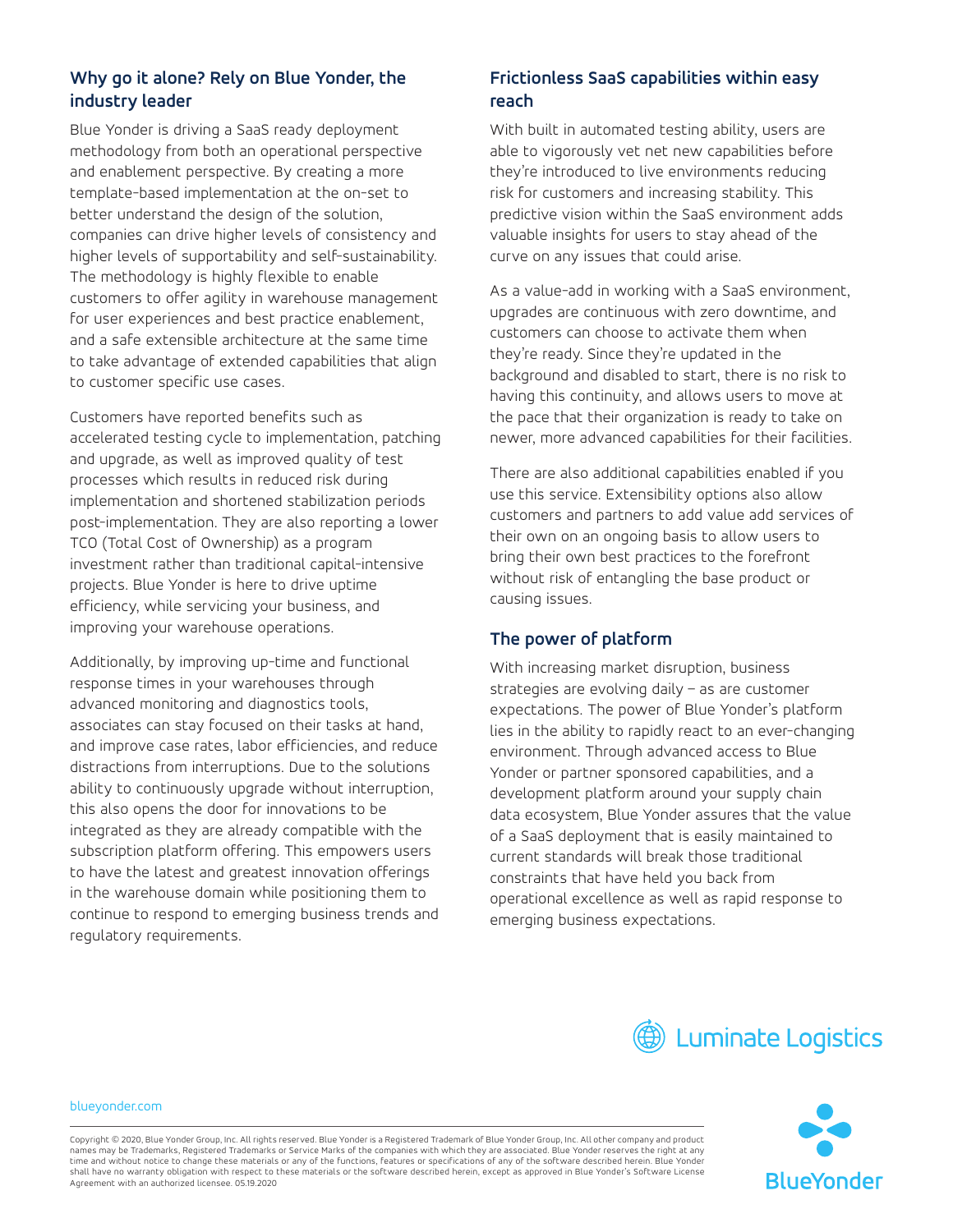## Why go it alone? Rely on Blue Yonder, the industry leader

Blue Yonder is driving a SaaS ready deployment methodology from both an operational perspective and enablement perspective. By creating a more template-based implementation at the on-set to better understand the design of the solution, companies can drive higher levels of consistency and higher levels of supportability and self-sustainability. The methodology is highly flexible to enable customers to offer agility in warehouse management for user experiences and best practice enablement, and a safe extensible architecture at the same time to take advantage of extended capabilities that align to customer specific use cases.

Customers have reported benefits such as accelerated testing cycle to implementation, patching and upgrade, as well as improved quality of test processes which results in reduced risk during implementation and shortened stabilization periods post-implementation. They are also reporting a lower TCO (Total Cost of Ownership) as a program investment rather than traditional capital-intensive projects. Blue Yonder is here to drive uptime efficiency, while servicing your business, and improving your warehouse operations.

Additionally, by improving up-time and functional response times in your warehouses through advanced monitoring and diagnostics tools, associates can stay focused on their tasks at hand, and improve case rates, labor efficiencies, and reduce distractions from interruptions. Due to the solutions ability to continuously upgrade without interruption, this also opens the door for innovations to be integrated as they are already compatible with the subscription platform offering. This empowers users to have the latest and greatest innovation offerings in the warehouse domain while positioning them to continue to respond to emerging business trends and regulatory requirements.

## Frictionless SaaS capabilities within easy reach

With built in automated testing ability, users are able to vigorously vet net new capabilities before they're introduced to live environments reducing risk for customers and increasing stability. This predictive vision within the SaaS environment adds valuable insights for users to stay ahead of the curve on any issues that could arise.

As a value-add in working with a SaaS environment, upgrades are continuous with zero downtime, and customers can choose to activate them when they're ready. Since they're updated in the background and disabled to start, there is no risk to having this continuity, and allows users to move at the pace that their organization is ready to take on newer, more advanced capabilities for their facilities.

There are also additional capabilities enabled if you use this service. Extensibility options also allow customers and partners to add value add services of their own on an ongoing basis to allow users to bring their own best practices to the forefront without risk of entangling the base product or causing issues.

## The power of platform

With increasing market disruption, business strategies are evolving daily – as are customer expectations. The power of Blue Yonder's platform lies in the ability to rapidly react to an ever-changing environment. Through advanced access to Blue Yonder or partner sponsored capabilities, and a development platform around your supply chain data ecosystem, Blue Yonder assures that the value of a SaaS deployment that is easily maintained to current standards will break those traditional constraints that have held you back from operational excellence as well as rapid response to emerging business expectations.

Luminate Logistics

blueyonder.com

Copyright © 2020, Blue Yonder Group, Inc. All rights reserved. Blue Yonder is a Registered Trademark of Blue Yonder Group, Inc. All other company and product names may be Trademarks, Registered Trademarks or Service Marks of the companies with which they are associated. Blue Yonder reserves the right at any time and without notice to change these materials or any of the functions, features or specifications of any of the software described herein. Blue Yonder shall have no warranty obligation with respect to these materials or the software described herein, except as approved in Blue Yonder's Software License Agreement with an authorized licensee. 05.19.2020

BlueYonder